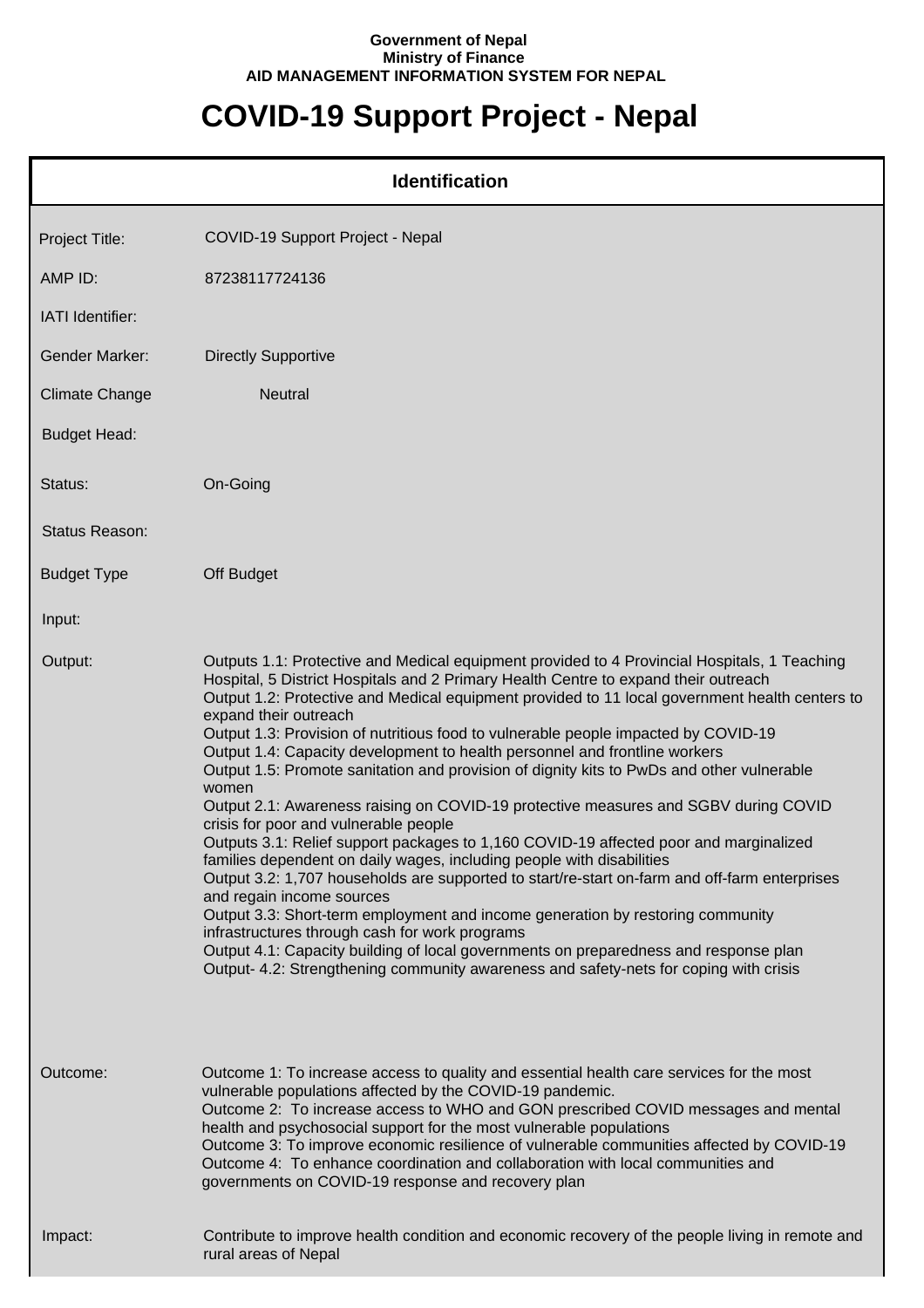**Government of Nepal**
**Ministry of Finance**
**AID MANAGEMENT INFORMATION SYSTEM FOR NEPAL**

# COVID-19 Support Project - Nepal

## Identification

| | |
|---|---|
| Project Title: | COVID-19 Support Project - Nepal |
| AMP ID: | 87238117724136 |
| IATI Identifier: | |
| Gender Marker: | Directly Supportive |
| Climate Change | Neutral |
| Budget Head: | |
| Status: | On-Going |
| Status Reason: | |
| Budget Type | Off Budget |
| Input: | |
| Output: | Outputs 1.1: Protective and Medical equipment provided to 4 Provincial Hospitals, 1 Teaching Hospital, 5 District Hospitals and 2 Primary Health Centre to expand their outreach<br>Output 1.2: Protective and Medical equipment provided to 11 local government health centers to expand their outreach<br>Output 1.3: Provision of nutritious food to vulnerable people impacted by COVID-19<br>Output 1.4: Capacity development to health personnel and frontline workers<br>Output 1.5: Promote sanitation and provision of dignity kits to PwDs and other vulnerable women<br>Output 2.1: Awareness raising on COVID-19 protective measures and SGBV during COVID crisis for poor and vulnerable people<br>Outputs 3.1: Relief support packages to 1,160 COVID-19 affected poor and marginalized families dependent on daily wages, including people with disabilities<br>Output 3.2: 1,707 households are supported to start/re-start on-farm and off-farm enterprises and regain income sources<br>Output 3.3: Short-term employment and income generation by restoring community infrastructures through cash for work programs<br>Output 4.1: Capacity building of local governments on preparedness and response plan<br>Output- 4.2: Strengthening community awareness and safety-nets for coping with crisis |
| Outcome: | Outcome 1: To increase access to quality and essential health care services for the most vulnerable populations affected by the COVID-19 pandemic.<br>Outcome 2: To increase access to WHO and GON prescribed COVID messages and mental health and psychosocial support for the most vulnerable populations<br>Outcome 3: To improve economic resilience of vulnerable communities affected by COVID-19<br>Outcome 4: To enhance coordination and collaboration with local communities and governments on COVID-19 response and recovery plan |
| Impact: | Contribute to improve health condition and economic recovery of the people living in remote and rural areas of Nepal |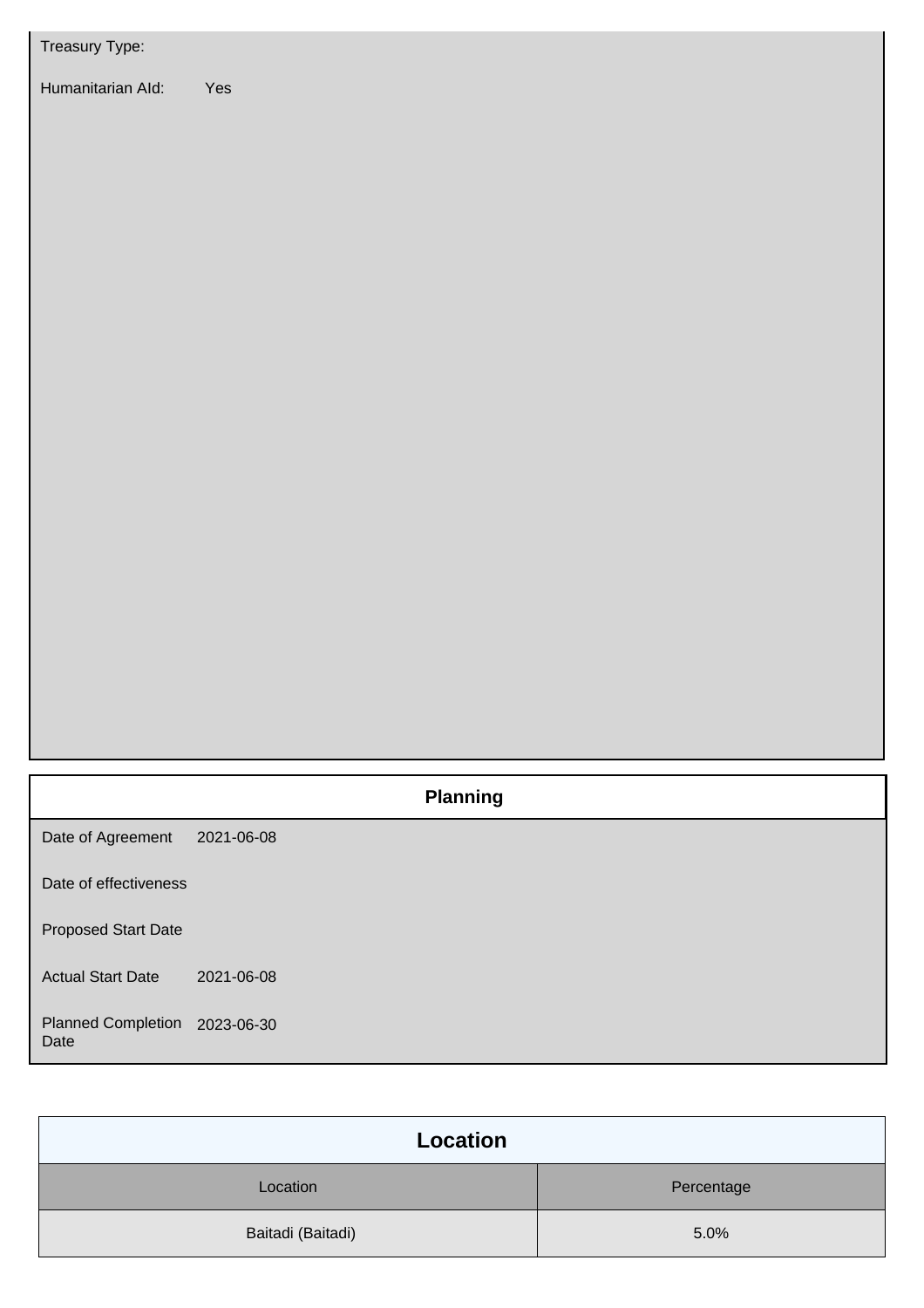Treasury Type:

Humanitarian AId: Yes

## Planning

| | |
|---|---|
| Date of Agreement | 2021-06-08 |
| Date of effectiveness | |
| Proposed Start Date | |
| Actual Start Date | 2021-06-08 |
| Planned Completion Date | 2023-06-30 |

## Location

| Location | Percentage |
|---|---|
| Baitadi (Baitadi) | 5.0% |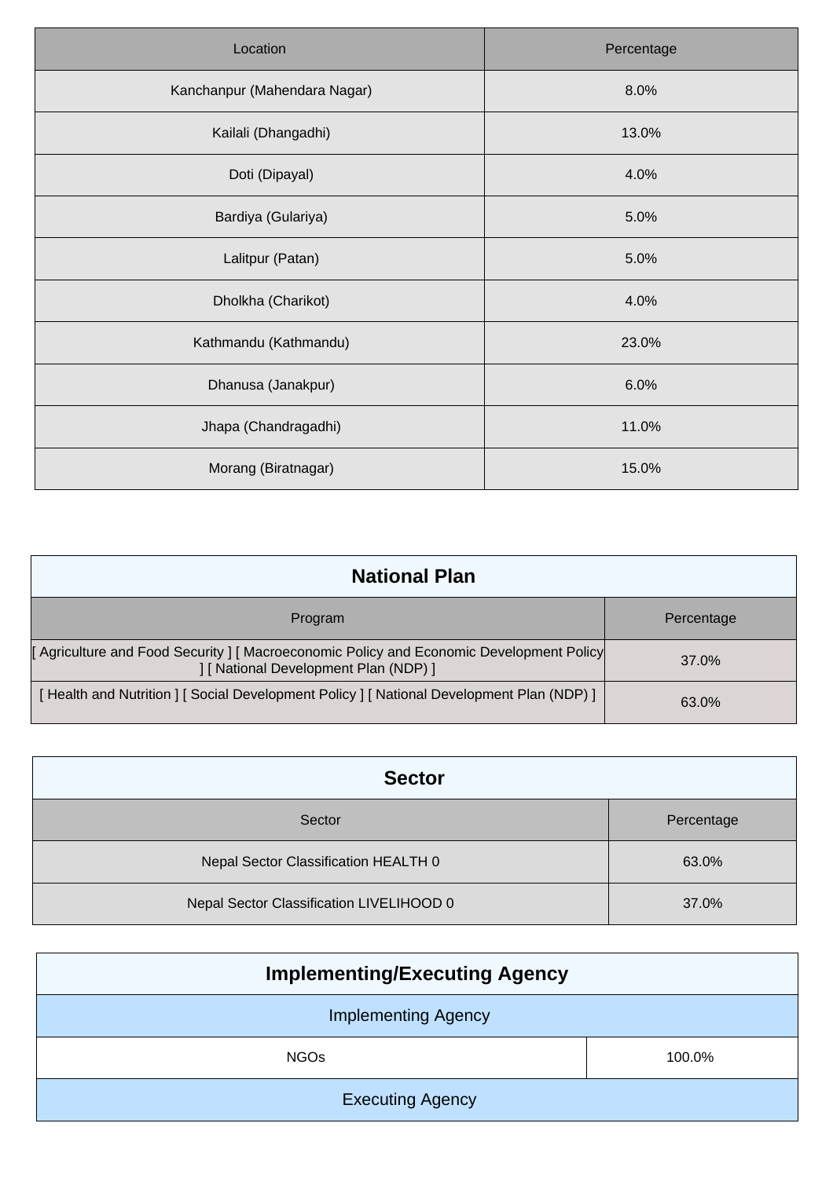| Location | Percentage |
| --- | --- |
| Kanchanpur (Mahendara Nagar) | 8.0% |
| Kailali (Dhangadhi) | 13.0% |
| Doti (Dipayal) | 4.0% |
| Bardiya (Gulariya) | 5.0% |
| Lalitpur (Patan) | 5.0% |
| Dholkha (Charikot) | 4.0% |
| Kathmandu (Kathmandu) | 23.0% |
| Dhanusa (Janakpur) | 6.0% |
| Jhapa (Chandragadhi) | 11.0% |
| Morang (Biratnagar) | 15.0% |

## National Plan

| Program | Percentage |
| --- | --- |
| [ Agriculture and Food Security ] [ Macroeconomic Policy and Economic Development Policy ] [ National Development Plan (NDP) ] | 37.0% |
| [ Health and Nutrition ] [ Social Development Policy ] [ National Development Plan (NDP) ] | 63.0% |

## Sector

| Sector | Percentage |
| --- | --- |
| Nepal Sector Classification HEALTH 0 | 63.0% |
| Nepal Sector Classification LIVELIHOOD 0 | 37.0% |

## Implementing/Executing Agency

| Implementing Agency | |
| --- | --- |
| NGOs | 100.0% |
| **Executing Agency** | |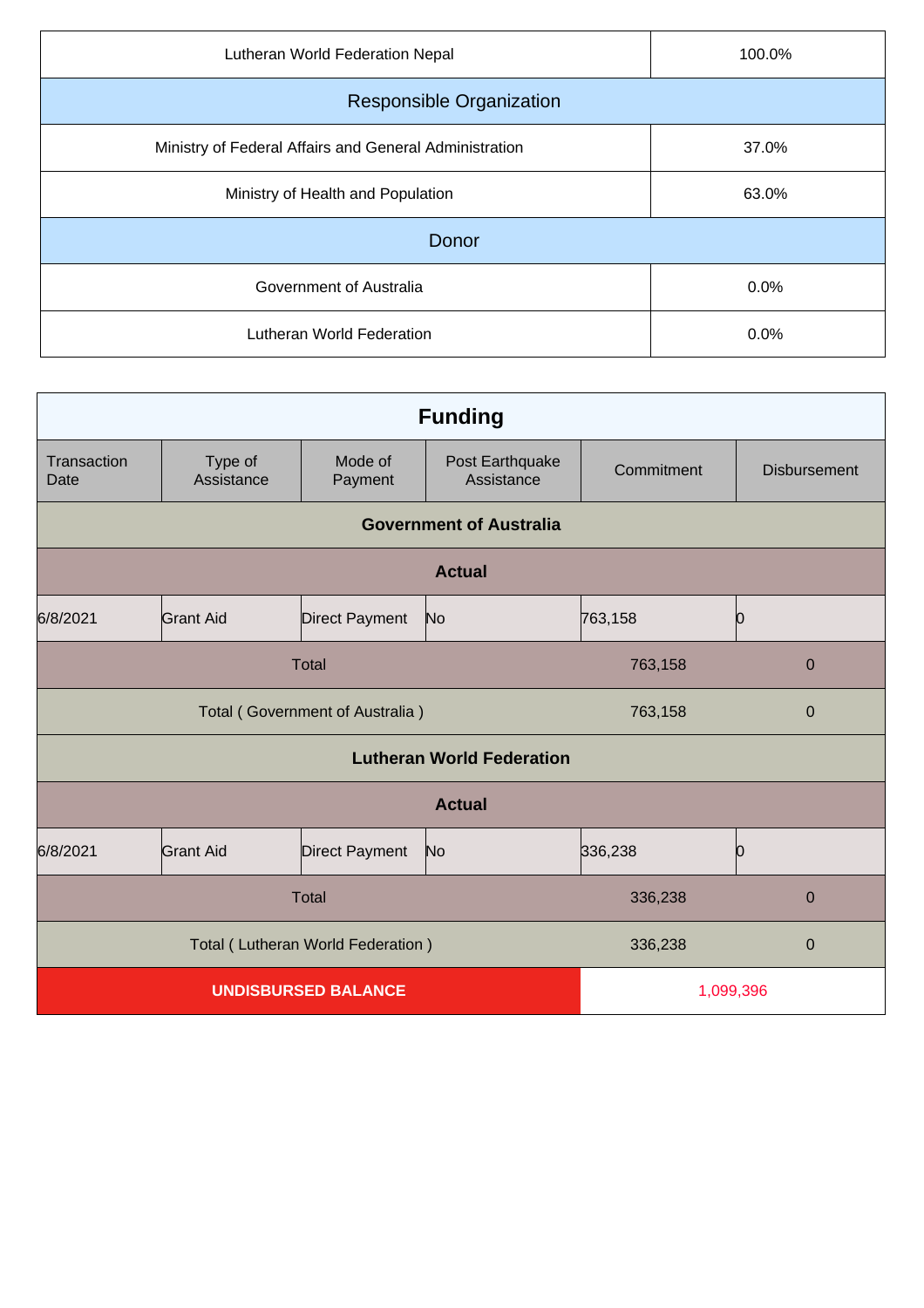| Lutheran World Federation Nepal | 100.0% |
|---|---|
| **Responsible Organization** | |
| Ministry of Federal Affairs and General Administration | 37.0% |
| Ministry of Health and Population | 63.0% |
| **Donor** | |
| Government of Australia | 0.0% |
| Lutheran World Federation | 0.0% |

| **Funding** | | | | | |
|---|---|---|---|---|---|
| Transaction Date | Type of Assistance | Mode of Payment | Post Earthquake Assistance | Commitment | Disbursement |
| **Government of Australia** | | | | | |
| **Actual** | | | | | |
| 6/8/2021 | Grant Aid | Direct Payment | No | 763,158 | 0 |
| Total | | | | 763,158 | 0 |
| Total ( Government of Australia ) | | | | 763,158 | 0 |
| **Lutheran World Federation** | | | | | |
| **Actual** | | | | | |
| 6/8/2021 | Grant Aid | Direct Payment | No | 336,238 | 0 |
| Total | | | | 336,238 | 0 |
| Total ( Lutheran World Federation ) | | | | 336,238 | 0 |
| **UNDISBURSED BALANCE** | | | | 1,099,396 | |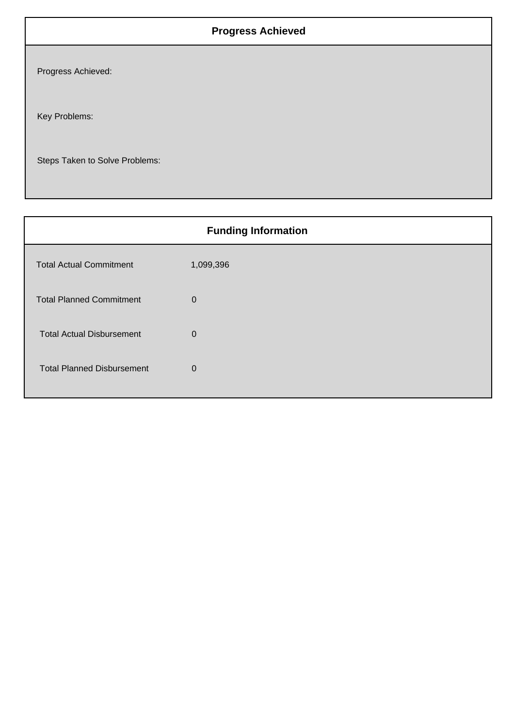## Progress Achieved

Progress Achieved:

Key Problems:

Steps Taken to Solve Problems:

## Funding Information

| | |
|---|---|
| Total Actual Commitment | 1,099,396 |
| Total Planned Commitment | 0 |
| Total Actual Disbursement | 0 |
| Total Planned Disbursement | 0 |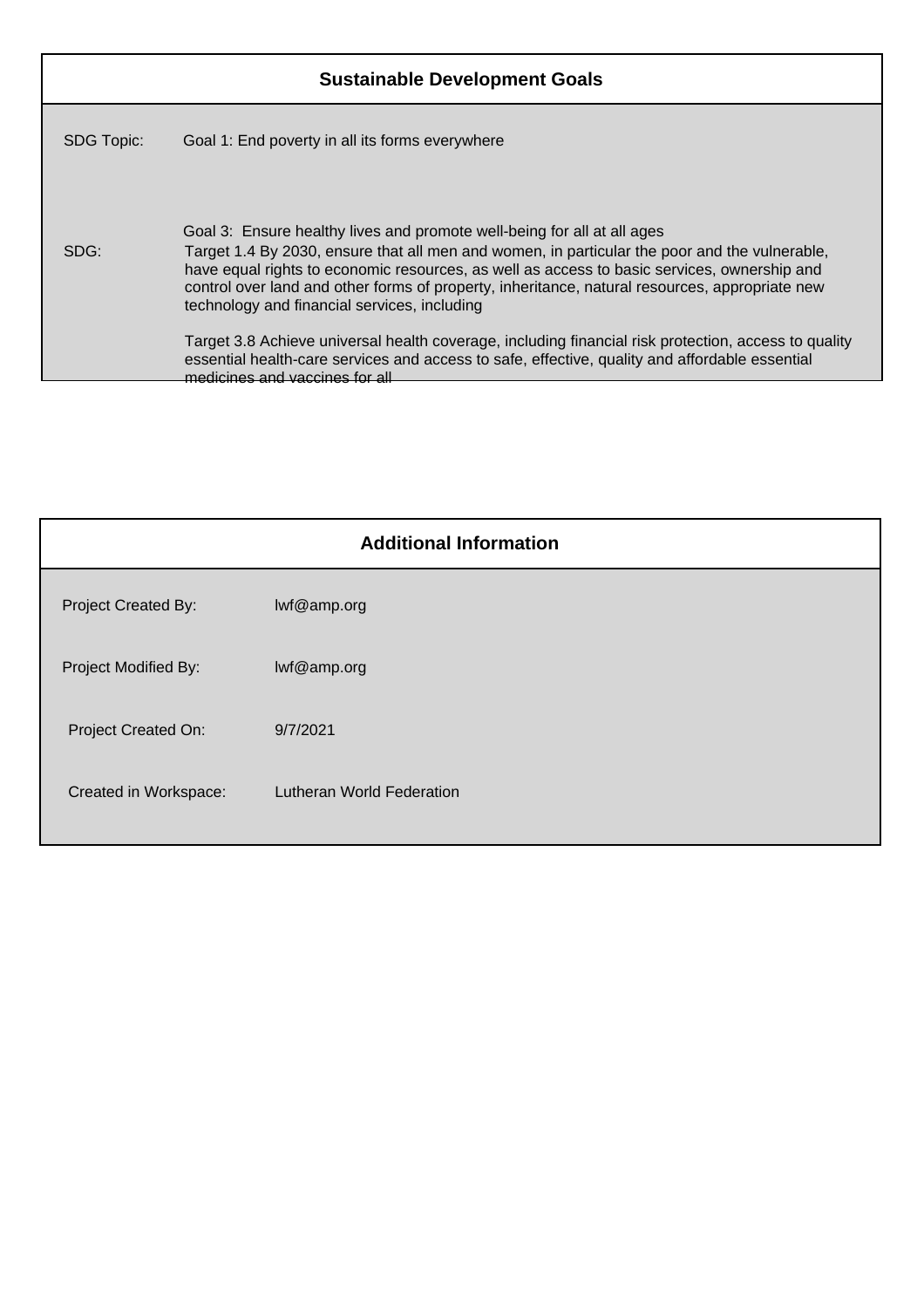## Sustainable Development Goals

| | |
|---|---|
| SDG Topic: | Goal 1: End poverty in all its forms everywhere<br><br>Goal 3: Ensure healthy lives and promote well-being for all at all ages |
| SDG: | Target 1.4 By 2030, ensure that all men and women, in particular the poor and the vulnerable, have equal rights to economic resources, as well as access to basic services, ownership and control over land and other forms of property, inheritance, natural resources, appropriate new technology and financial services, including<br><br>Target 3.8 Achieve universal health coverage, including financial risk protection, access to quality essential health-care services and access to safe, effective, quality and affordable essential medicines and vaccines for all |

## Additional Information

| | |
|---|---|
| Project Created By: | lwf@amp.org |
| Project Modified By: | lwf@amp.org |
| Project Created On: | 9/7/2021 |
| Created in Workspace: | Lutheran World Federation |